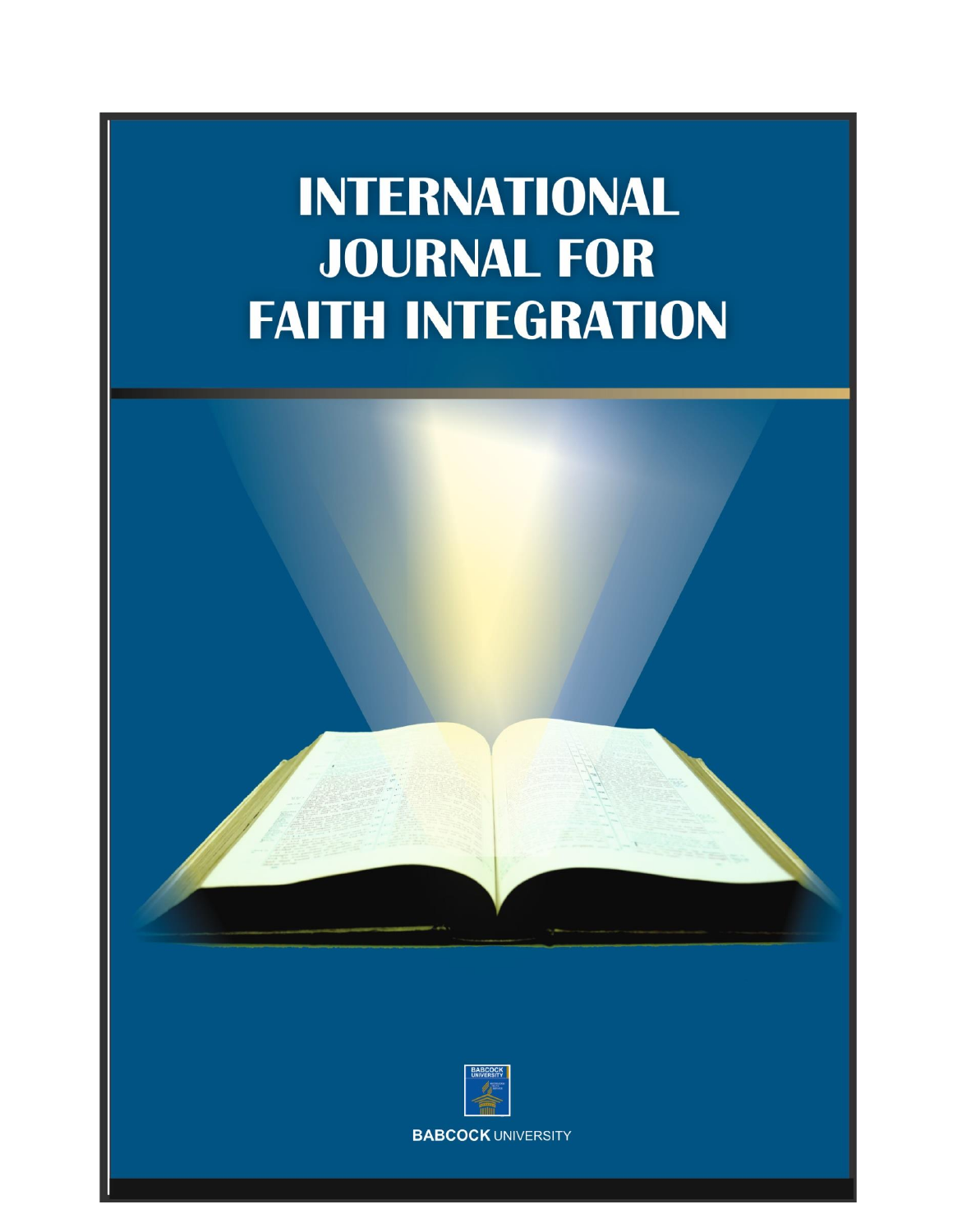# INTERNATIONAL JOURNAL FOR FAITH INTEGRATION

BABCOCK UNIVERSITY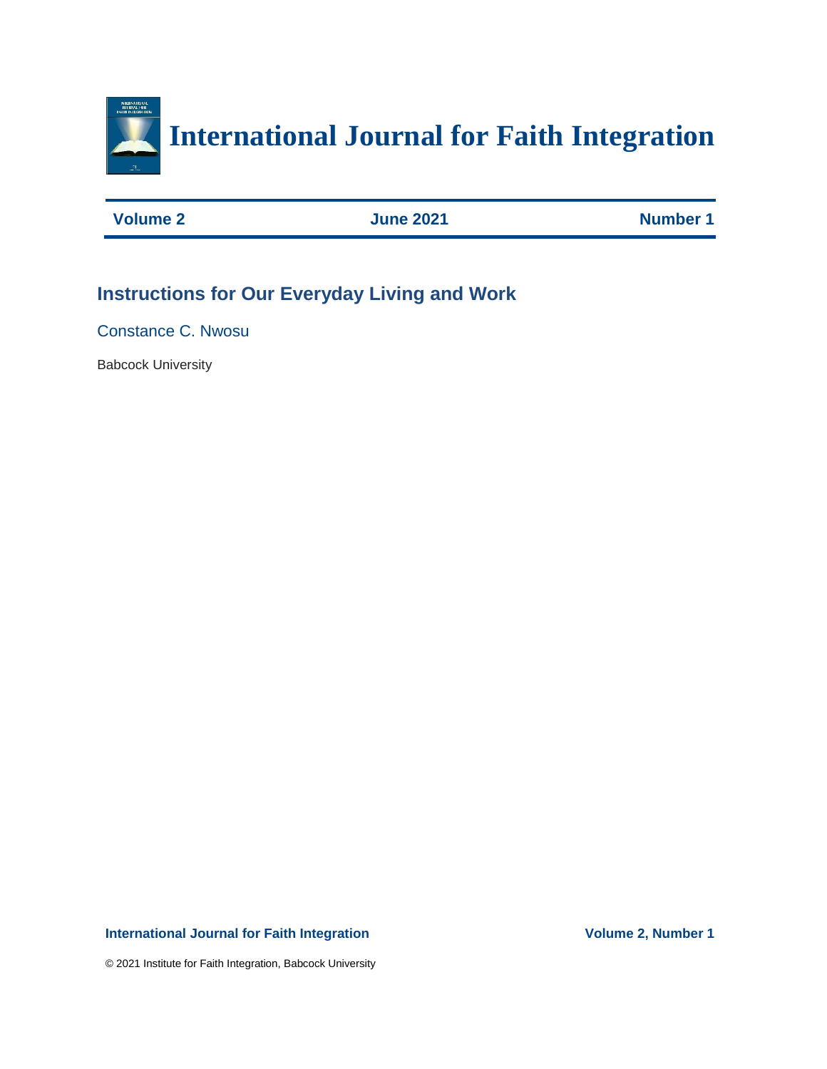# International Journal for Faith Integration

**Volume 2** **June 2021** **Number 1**

## Instructions for Our Everyday Living and Work

Constance C. Nwosu

Babcock University

© 2021 Institute for Faith Integration, Babcock University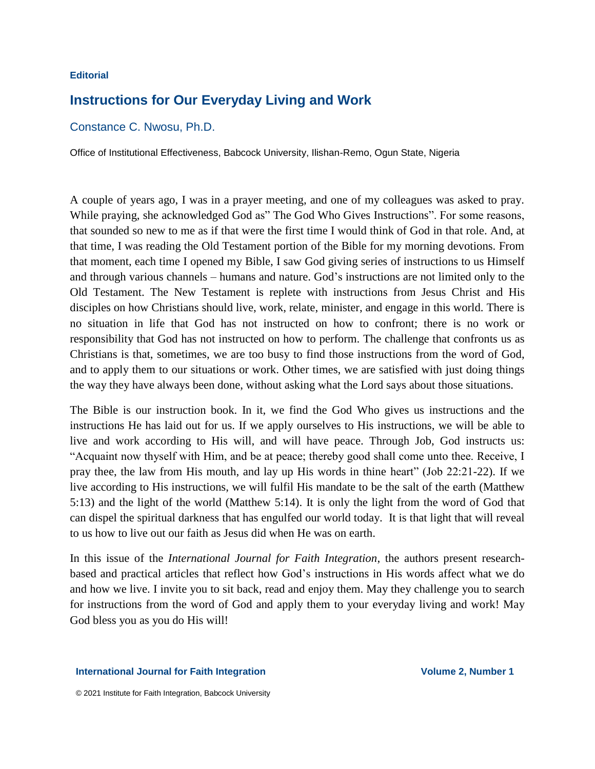**Editorial**

# Instructions for Our Everyday Living and Work

Constance C. Nwosu, Ph.D.

Office of Institutional Effectiveness, Babcock University, Ilishan-Remo, Ogun State, Nigeria

A couple of years ago, I was in a prayer meeting, and one of my colleagues was asked to pray. While praying, she acknowledged God as" The God Who Gives Instructions". For some reasons, that sounded so new to me as if that were the first time I would think of God in that role. And, at that time, I was reading the Old Testament portion of the Bible for my morning devotions. From that moment, each time I opened my Bible, I saw God giving series of instructions to us Himself and through various channels – humans and nature. God's instructions are not limited only to the Old Testament. The New Testament is replete with instructions from Jesus Christ and His disciples on how Christians should live, work, relate, minister, and engage in this world. There is no situation in life that God has not instructed on how to confront; there is no work or responsibility that God has not instructed on how to perform. The challenge that confronts us as Christians is that, sometimes, we are too busy to find those instructions from the word of God, and to apply them to our situations or work. Other times, we are satisfied with just doing things the way they have always been done, without asking what the Lord says about those situations.

The Bible is our instruction book. In it, we find the God Who gives us instructions and the instructions He has laid out for us. If we apply ourselves to His instructions, we will be able to live and work according to His will, and will have peace. Through Job, God instructs us: "Acquaint now thyself with Him, and be at peace; thereby good shall come unto thee. Receive, I pray thee, the law from His mouth, and lay up His words in thine heart" (Job 22:21-22). If we live according to His instructions, we will fulfil His mandate to be the salt of the earth (Matthew 5:13) and the light of the world (Matthew 5:14). It is only the light from the word of God that can dispel the spiritual darkness that has engulfed our world today. It is that light that will reveal to us how to live out our faith as Jesus did when He was on earth.

In this issue of the *International Journal for Faith Integration*, the authors present research-based and practical articles that reflect how God's instructions in His words affect what we do and how we live. I invite you to sit back, read and enjoy them. May they challenge you to search for instructions from the word of God and apply them to your everyday living and work! May God bless you as you do His will!

© 2021 Institute for Faith Integration, Babcock University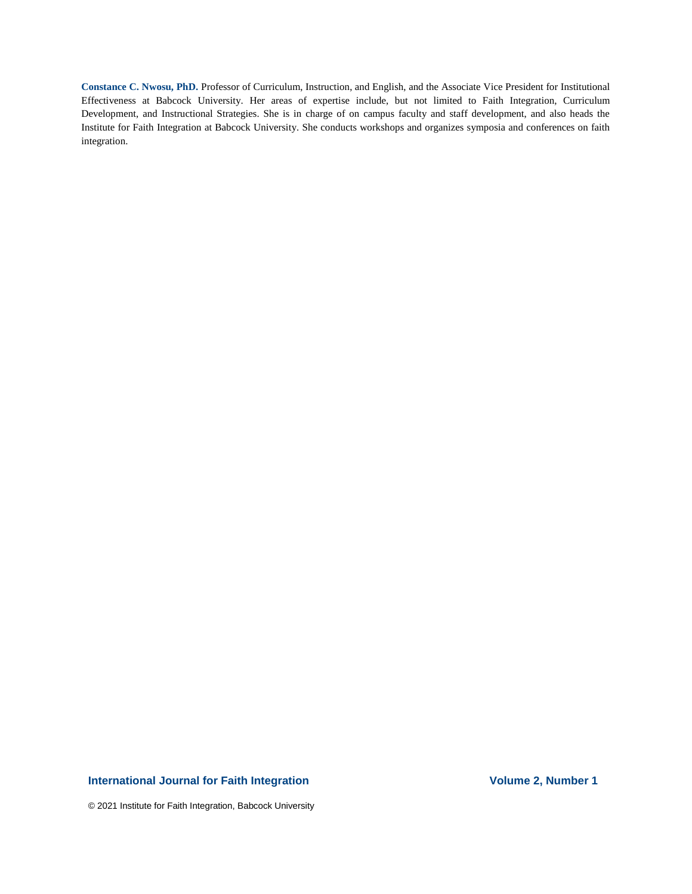**Constance C. Nwosu, PhD.** Professor of Curriculum, Instruction, and English, and the Associate Vice President for Institutional Effectiveness at Babcock University. Her areas of expertise include, but not limited to Faith Integration, Curriculum Development, and Instructional Strategies. She is in charge of on campus faculty and staff development, and also heads the Institute for Faith Integration at Babcock University. She conducts workshops and organizes symposia and conferences on faith integration.